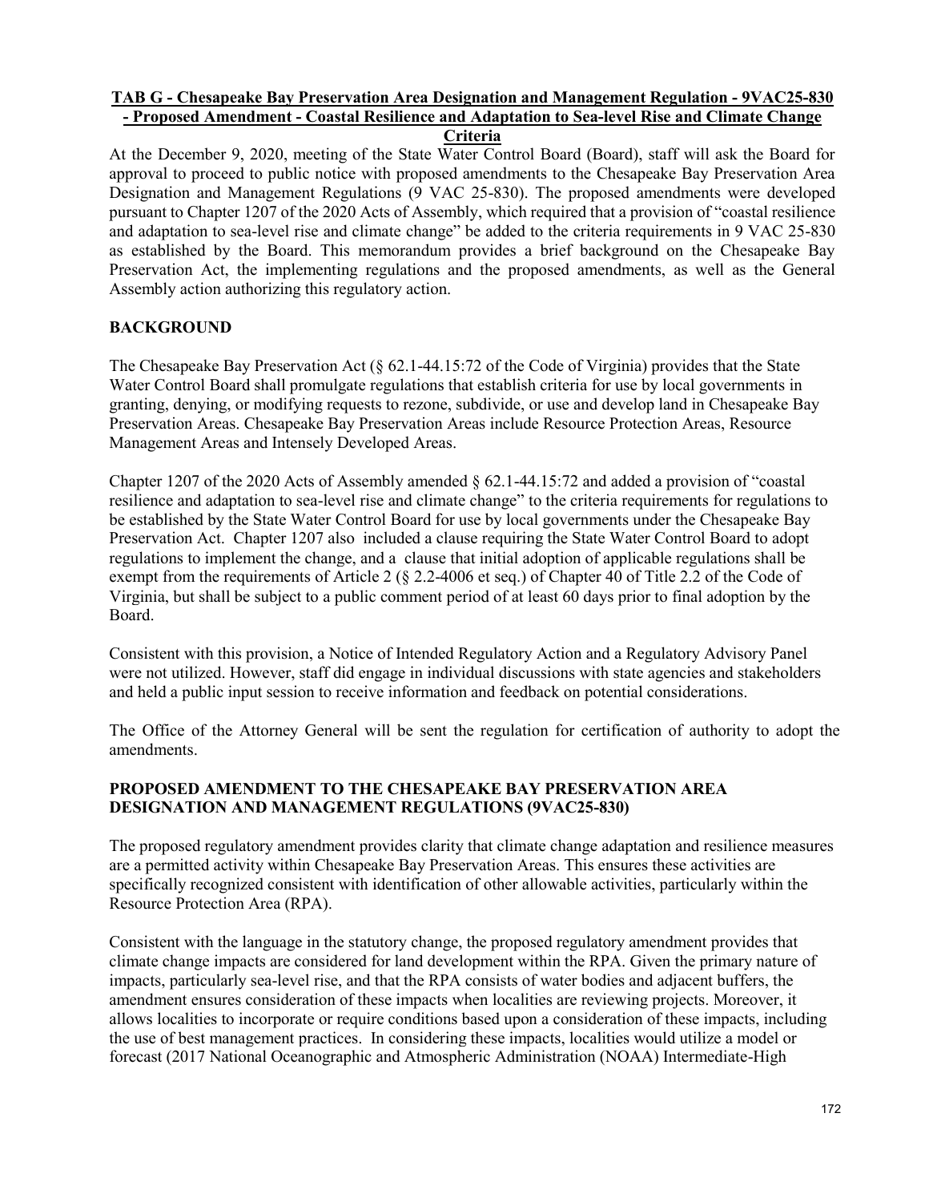**TAB G - Chesapeake Bay Preservation Area Designation and Management Regulation - 9VAC25-830 - Proposed Amendment - Coastal Resilience and Adaptation to Sea-level Rise and Climate Change Criteria**

At the December 9, 2020, meeting of the State Water Control Board (Board), staff will ask the Board for approval to proceed to public notice with proposed amendments to the Chesapeake Bay Preservation Area Designation and Management Regulations (9 VAC 25-830). The proposed amendments were developed pursuant to Chapter 1207 of the 2020 Acts of Assembly, which required that a provision of "coastal resilience and adaptation to sea-level rise and climate change" be added to the criteria requirements in 9 VAC 25-830 as established by the Board. This memorandum provides a brief background on the Chesapeake Bay Preservation Act, the implementing regulations and the proposed amendments, as well as the General Assembly action authorizing this regulatory action.

## BACKGROUND

The Chesapeake Bay Preservation Act (§ 62.1-44.15:72 of the Code of Virginia) provides that the State Water Control Board shall promulgate regulations that establish criteria for use by local governments in granting, denying, or modifying requests to rezone, subdivide, or use and develop land in Chesapeake Bay Preservation Areas. Chesapeake Bay Preservation Areas include Resource Protection Areas, Resource Management Areas and Intensely Developed Areas.

Chapter 1207 of the 2020 Acts of Assembly amended § 62.1-44.15:72 and added a provision of "coastal resilience and adaptation to sea-level rise and climate change" to the criteria requirements for regulations to be established by the State Water Control Board for use by local governments under the Chesapeake Bay Preservation Act. Chapter 1207 also included a clause requiring the State Water Control Board to adopt regulations to implement the change, and a clause that initial adoption of applicable regulations shall be exempt from the requirements of Article 2 (§ 2.2-4006 et seq.) of Chapter 40 of Title 2.2 of the Code of Virginia, but shall be subject to a public comment period of at least 60 days prior to final adoption by the Board.

Consistent with this provision, a Notice of Intended Regulatory Action and a Regulatory Advisory Panel were not utilized. However, staff did engage in individual discussions with state agencies and stakeholders and held a public input session to receive information and feedback on potential considerations.

The Office of the Attorney General will be sent the regulation for certification of authority to adopt the amendments.

## PROPOSED AMENDMENT TO THE CHESAPEAKE BAY PRESERVATION AREA DESIGNATION AND MANAGEMENT REGULATIONS (9VAC25-830)

The proposed regulatory amendment provides clarity that climate change adaptation and resilience measures are a permitted activity within Chesapeake Bay Preservation Areas. This ensures these activities are specifically recognized consistent with identification of other allowable activities, particularly within the Resource Protection Area (RPA).

Consistent with the language in the statutory change, the proposed regulatory amendment provides that climate change impacts are considered for land development within the RPA. Given the primary nature of impacts, particularly sea-level rise, and that the RPA consists of water bodies and adjacent buffers, the amendment ensures consideration of these impacts when localities are reviewing projects. Moreover, it allows localities to incorporate or require conditions based upon a consideration of these impacts, including the use of best management practices. In considering these impacts, localities would utilize a model or forecast (2017 National Oceanographic and Atmospheric Administration (NOAA) Intermediate-High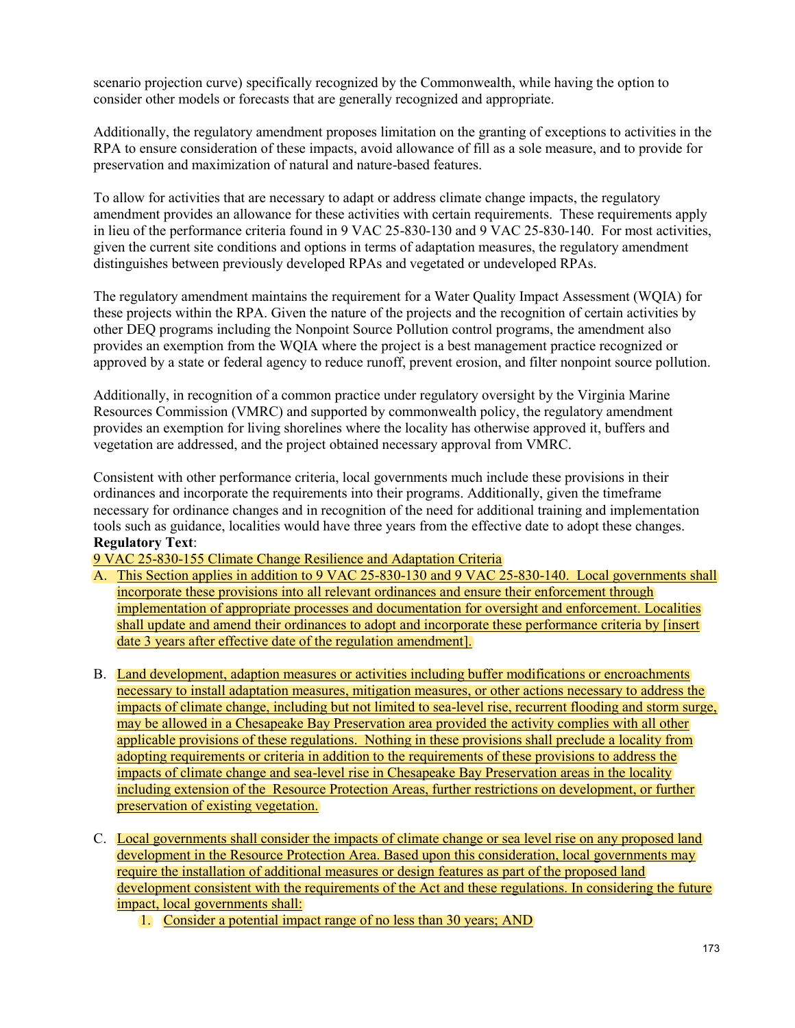scenario projection curve) specifically recognized by the Commonwealth, while having the option to consider other models or forecasts that are generally recognized and appropriate.

Additionally, the regulatory amendment proposes limitation on the granting of exceptions to activities in the RPA to ensure consideration of these impacts, avoid allowance of fill as a sole measure, and to provide for preservation and maximization of natural and nature-based features.

To allow for activities that are necessary to adapt or address climate change impacts, the regulatory amendment provides an allowance for these activities with certain requirements. These requirements apply in lieu of the performance criteria found in 9 VAC 25-830-130 and 9 VAC 25-830-140. For most activities, given the current site conditions and options in terms of adaptation measures, the regulatory amendment distinguishes between previously developed RPAs and vegetated or undeveloped RPAs.

The regulatory amendment maintains the requirement for a Water Quality Impact Assessment (WQIA) for these projects within the RPA. Given the nature of the projects and the recognition of certain activities by other DEQ programs including the Nonpoint Source Pollution control programs, the amendment also provides an exemption from the WQIA where the project is a best management practice recognized or approved by a state or federal agency to reduce runoff, prevent erosion, and filter nonpoint source pollution.

Additionally, in recognition of a common practice under regulatory oversight by the Virginia Marine Resources Commission (VMRC) and supported by commonwealth policy, the regulatory amendment provides an exemption for living shorelines where the locality has otherwise approved it, buffers and vegetation are addressed, and the project obtained necessary approval from VMRC.

Consistent with other performance criteria, local governments much include these provisions in their ordinances and incorporate the requirements into their programs. Additionally, given the timeframe necessary for ordinance changes and in recognition of the need for additional training and implementation tools such as guidance, localities would have three years from the effective date to adopt these changes.

**Regulatory Text**:

9 VAC 25-830-155 Climate Change Resilience and Adaptation Criteria

A. This Section applies in addition to 9 VAC 25-830-130 and 9 VAC 25-830-140. Local governments shall incorporate these provisions into all relevant ordinances and ensure their enforcement through implementation of appropriate processes and documentation for oversight and enforcement. Localities shall update and amend their ordinances to adopt and incorporate these performance criteria by [insert date 3 years after effective date of the regulation amendment].

B. Land development, adaption measures or activities including buffer modifications or encroachments necessary to install adaptation measures, mitigation measures, or other actions necessary to address the impacts of climate change, including but not limited to sea-level rise, recurrent flooding and storm surge, may be allowed in a Chesapeake Bay Preservation area provided the activity complies with all other applicable provisions of these regulations. Nothing in these provisions shall preclude a locality from adopting requirements or criteria in addition to the requirements of these provisions to address the impacts of climate change and sea-level rise in Chesapeake Bay Preservation areas in the locality including extension of the Resource Protection Areas, further restrictions on development, or further preservation of existing vegetation.

C. Local governments shall consider the impacts of climate change or sea level rise on any proposed land development in the Resource Protection Area. Based upon this consideration, local governments may require the installation of additional measures or design features as part of the proposed land development consistent with the requirements of the Act and these regulations. In considering the future impact, local governments shall:

   1. Consider a potential impact range of no less than 30 years; AND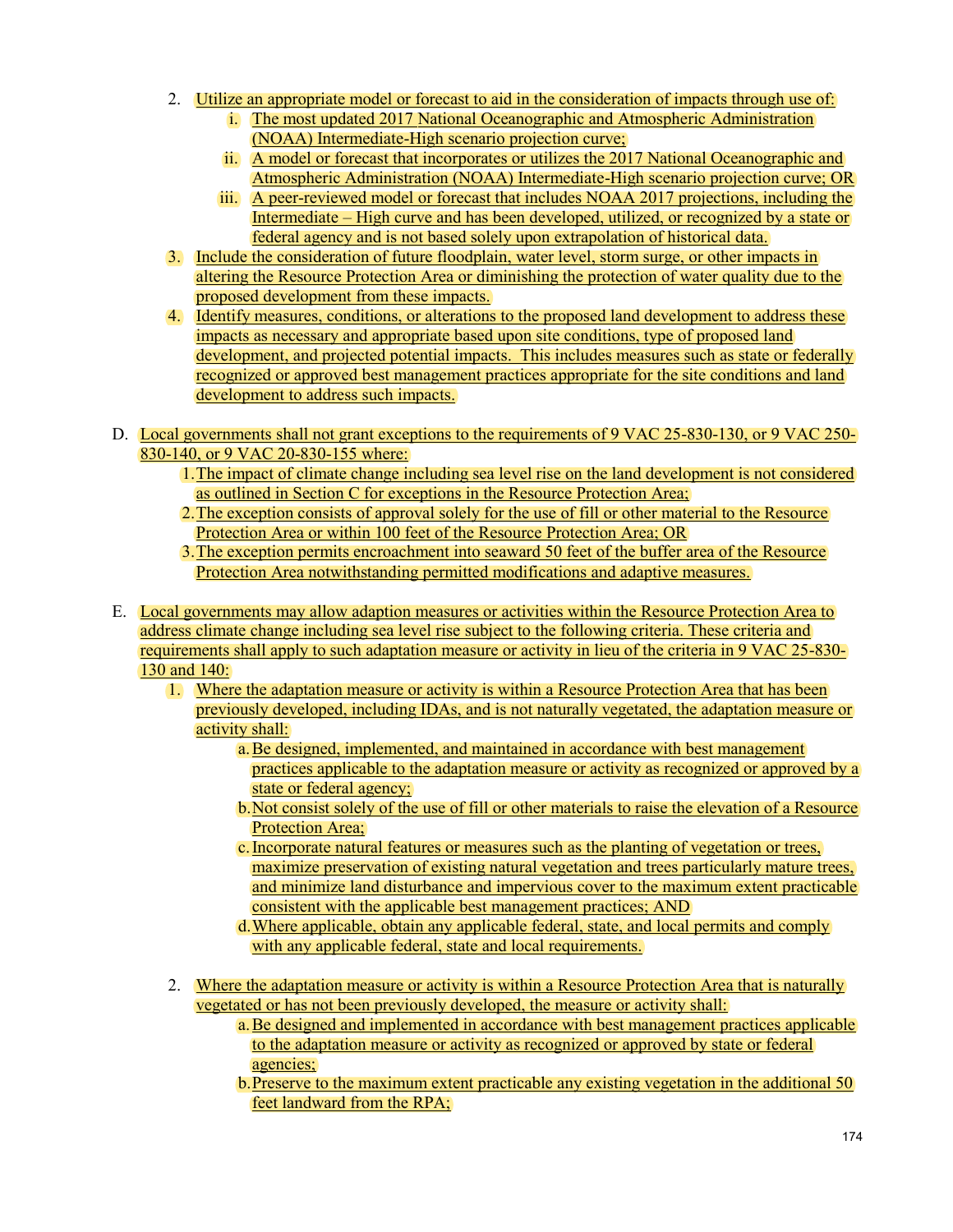2. Utilize an appropriate model or forecast to aid in the consideration of impacts through use of:
    i. The most updated 2017 National Oceanographic and Atmospheric Administration (NOAA) Intermediate-High scenario projection curve;
    ii. A model or forecast that incorporates or utilizes the 2017 National Oceanographic and Atmospheric Administration (NOAA) Intermediate-High scenario projection curve; OR
    iii. A peer-reviewed model or forecast that includes NOAA 2017 projections, including the Intermediate – High curve and has been developed, utilized, or recognized by a state or federal agency and is not based solely upon extrapolation of historical data.
3. Include the consideration of future floodplain, water level, storm surge, or other impacts in altering the Resource Protection Area or diminishing the protection of water quality due to the proposed development from these impacts.
4. Identify measures, conditions, or alterations to the proposed land development to address these impacts as necessary and appropriate based upon site conditions, type of proposed land development, and projected potential impacts. This includes measures such as state or federally recognized or approved best management practices appropriate for the site conditions and land development to address such impacts.

D. Local governments shall not grant exceptions to the requirements of 9 VAC 25-830-130, or 9 VAC 250-830-140, or 9 VAC 20-830-155 where:
   1. The impact of climate change including sea level rise on the land development is not considered as outlined in Section C for exceptions in the Resource Protection Area;
   2. The exception consists of approval solely for the use of fill or other material to the Resource Protection Area or within 100 feet of the Resource Protection Area; OR
   3. The exception permits encroachment into seaward 50 feet of the buffer area of the Resource Protection Area notwithstanding permitted modifications and adaptive measures.

E. Local governments may allow adaption measures or activities within the Resource Protection Area to address climate change including sea level rise subject to the following criteria. These criteria and requirements shall apply to such adaptation measure or activity in lieu of the criteria in 9 VAC 25-830-130 and 140:
   1. Where the adaptation measure or activity is within a Resource Protection Area that has been previously developed, including IDAs, and is not naturally vegetated, the adaptation measure or activity shall:
      a. Be designed, implemented, and maintained in accordance with best management practices applicable to the adaptation measure or activity as recognized or approved by a state or federal agency;
      b. Not consist solely of the use of fill or other materials to raise the elevation of a Resource Protection Area;
      c. Incorporate natural features or measures such as the planting of vegetation or trees, maximize preservation of existing natural vegetation and trees particularly mature trees, and minimize land disturbance and impervious cover to the maximum extent practicable consistent with the applicable best management practices; AND
      d. Where applicable, obtain any applicable federal, state, and local permits and comply with any applicable federal, state and local requirements.

   2. Where the adaptation measure or activity is within a Resource Protection Area that is naturally vegetated or has not been previously developed, the measure or activity shall:
      a. Be designed and implemented in accordance with best management practices applicable to the adaptation measure or activity as recognized or approved by state or federal agencies;
      b. Preserve to the maximum extent practicable any existing vegetation in the additional 50 feet landward from the RPA;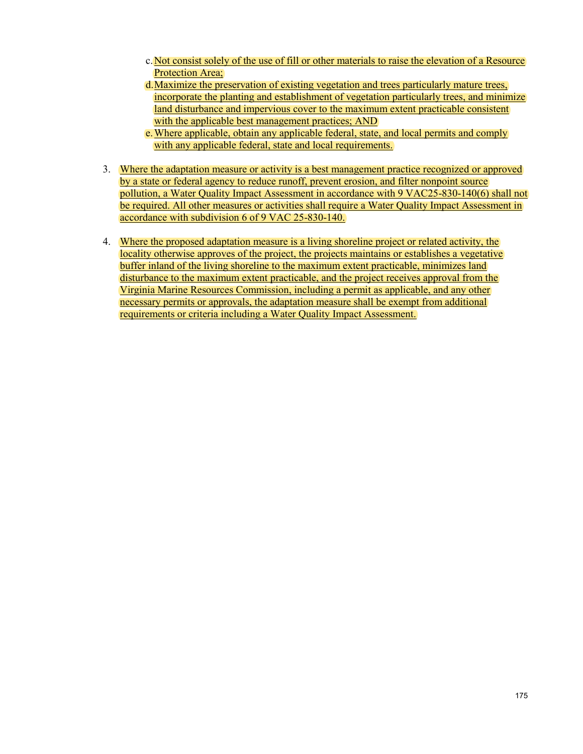c. Not consist solely of the use of fill or other materials to raise the elevation of a Resource Protection Area;

d. Maximize the preservation of existing vegetation and trees particularly mature trees, incorporate the planting and establishment of vegetation particularly trees, and minimize land disturbance and impervious cover to the maximum extent practicable consistent with the applicable best management practices; AND

e. Where applicable, obtain any applicable federal, state, and local permits and comply with any applicable federal, state and local requirements.

3. Where the adaptation measure or activity is a best management practice recognized or approved by a state or federal agency to reduce runoff, prevent erosion, and filter nonpoint source pollution, a Water Quality Impact Assessment in accordance with 9 VAC25-830-140(6) shall not be required. All other measures or activities shall require a Water Quality Impact Assessment in accordance with subdivision 6 of 9 VAC 25-830-140.

4. Where the proposed adaptation measure is a living shoreline project or related activity, the locality otherwise approves of the project, the projects maintains or establishes a vegetative buffer inland of the living shoreline to the maximum extent practicable, minimizes land disturbance to the maximum extent practicable, and the project receives approval from the Virginia Marine Resources Commission, including a permit as applicable, and any other necessary permits or approvals, the adaptation measure shall be exempt from additional requirements or criteria including a Water Quality Impact Assessment.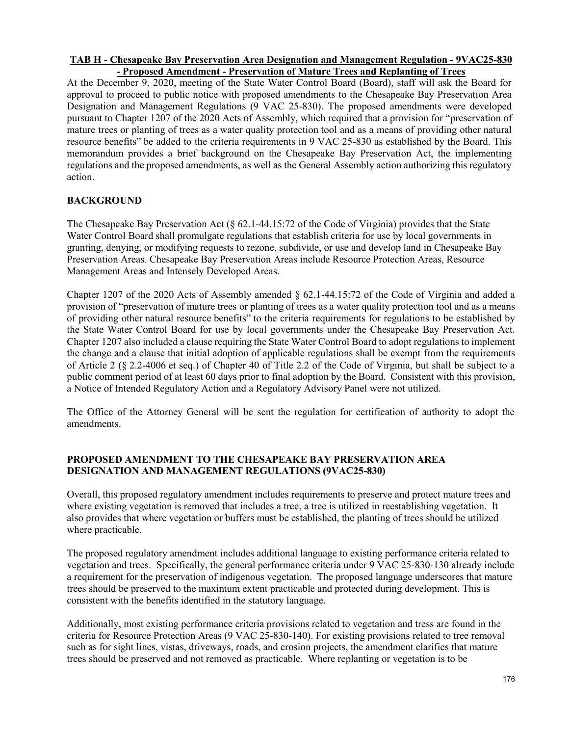**TAB H - Chesapeake Bay Preservation Area Designation and Management Regulation - 9VAC25-830 - Proposed Amendment - Preservation of Mature Trees and Replanting of Trees**

At the December 9, 2020, meeting of the State Water Control Board (Board), staff will ask the Board for approval to proceed to public notice with proposed amendments to the Chesapeake Bay Preservation Area Designation and Management Regulations (9 VAC 25-830). The proposed amendments were developed pursuant to Chapter 1207 of the 2020 Acts of Assembly, which required that a provision for "preservation of mature trees or planting of trees as a water quality protection tool and as a means of providing other natural resource benefits" be added to the criteria requirements in 9 VAC 25-830 as established by the Board. This memorandum provides a brief background on the Chesapeake Bay Preservation Act, the implementing regulations and the proposed amendments, as well as the General Assembly action authorizing this regulatory action.

## BACKGROUND

The Chesapeake Bay Preservation Act (§ 62.1-44.15:72 of the Code of Virginia) provides that the State Water Control Board shall promulgate regulations that establish criteria for use by local governments in granting, denying, or modifying requests to rezone, subdivide, or use and develop land in Chesapeake Bay Preservation Areas. Chesapeake Bay Preservation Areas include Resource Protection Areas, Resource Management Areas and Intensely Developed Areas.

Chapter 1207 of the 2020 Acts of Assembly amended § 62.1-44.15:72 of the Code of Virginia and added a provision of "preservation of mature trees or planting of trees as a water quality protection tool and as a means of providing other natural resource benefits" to the criteria requirements for regulations to be established by the State Water Control Board for use by local governments under the Chesapeake Bay Preservation Act. Chapter 1207 also included a clause requiring the State Water Control Board to adopt regulations to implement the change and a clause that initial adoption of applicable regulations shall be exempt from the requirements of Article 2 (§ 2.2-4006 et seq.) of Chapter 40 of Title 2.2 of the Code of Virginia, but shall be subject to a public comment period of at least 60 days prior to final adoption by the Board. Consistent with this provision, a Notice of Intended Regulatory Action and a Regulatory Advisory Panel were not utilized.

The Office of the Attorney General will be sent the regulation for certification of authority to adopt the amendments.

## PROPOSED AMENDMENT TO THE CHESAPEAKE BAY PRESERVATION AREA DESIGNATION AND MANAGEMENT REGULATIONS (9VAC25-830)

Overall, this proposed regulatory amendment includes requirements to preserve and protect mature trees and where existing vegetation is removed that includes a tree, a tree is utilized in reestablishing vegetation. It also provides that where vegetation or buffers must be established, the planting of trees should be utilized where practicable.

The proposed regulatory amendment includes additional language to existing performance criteria related to vegetation and trees. Specifically, the general performance criteria under 9 VAC 25-830-130 already include a requirement for the preservation of indigenous vegetation. The proposed language underscores that mature trees should be preserved to the maximum extent practicable and protected during development. This is consistent with the benefits identified in the statutory language.

Additionally, most existing performance criteria provisions related to vegetation and tress are found in the criteria for Resource Protection Areas (9 VAC 25-830-140). For existing provisions related to tree removal such as for sight lines, vistas, driveways, roads, and erosion projects, the amendment clarifies that mature trees should be preserved and not removed as practicable. Where replanting or vegetation is to be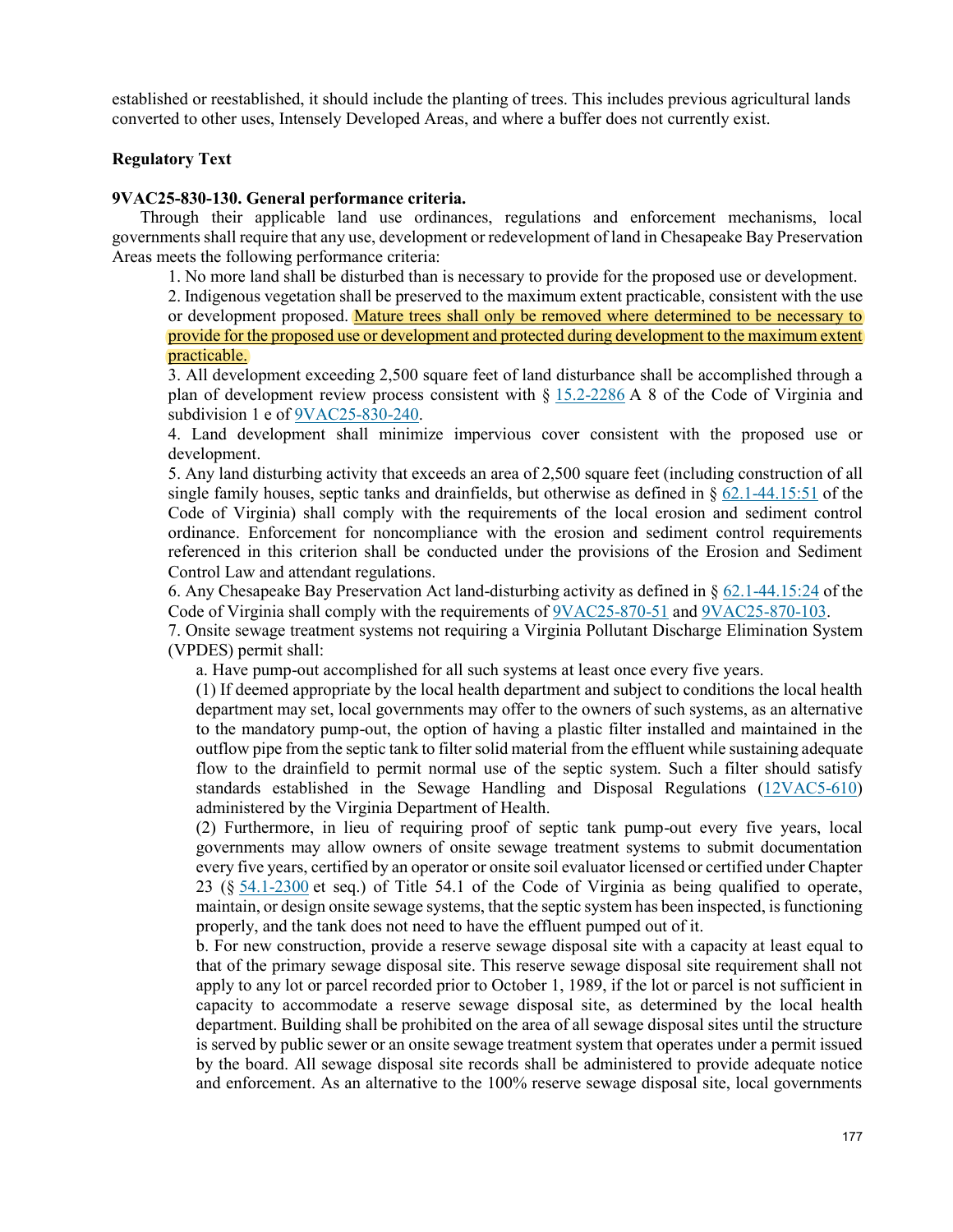established or reestablished, it should include the planting of trees. This includes previous agricultural lands converted to other uses, Intensely Developed Areas, and where a buffer does not currently exist.

**Regulatory Text**

**9VAC25-830-130. General performance criteria.**

Through their applicable land use ordinances, regulations and enforcement mechanisms, local governments shall require that any use, development or redevelopment of land in Chesapeake Bay Preservation Areas meets the following performance criteria:

1. No more land shall be disturbed than is necessary to provide for the proposed use or development.
2. Indigenous vegetation shall be preserved to the maximum extent practicable, consistent with the use or development proposed. Mature trees shall only be removed where determined to be necessary to provide for the proposed use or development and protected during development to the maximum extent practicable.
3. All development exceeding 2,500 square feet of land disturbance shall be accomplished through a plan of development review process consistent with § 15.2-2286 A 8 of the Code of Virginia and subdivision 1 e of 9VAC25-830-240.
4. Land development shall minimize impervious cover consistent with the proposed use or development.
5. Any land disturbing activity that exceeds an area of 2,500 square feet (including construction of all single family houses, septic tanks and drainfields, but otherwise as defined in § 62.1-44.15:51 of the Code of Virginia) shall comply with the requirements of the local erosion and sediment control ordinance. Enforcement for noncompliance with the erosion and sediment control requirements referenced in this criterion shall be conducted under the provisions of the Erosion and Sediment Control Law and attendant regulations.
6. Any Chesapeake Bay Preservation Act land-disturbing activity as defined in § 62.1-44.15:24 of the Code of Virginia shall comply with the requirements of 9VAC25-870-51 and 9VAC25-870-103.
7. Onsite sewage treatment systems not requiring a Virginia Pollutant Discharge Elimination System (VPDES) permit shall:

   a. Have pump-out accomplished for all such systems at least once every five years.

   (1) If deemed appropriate by the local health department and subject to conditions the local health department may set, local governments may offer to the owners of such systems, as an alternative to the mandatory pump-out, the option of having a plastic filter installed and maintained in the outflow pipe from the septic tank to filter solid material from the effluent while sustaining adequate flow to the drainfield to permit normal use of the septic system. Such a filter should satisfy standards established in the Sewage Handling and Disposal Regulations (12VAC5-610) administered by the Virginia Department of Health.

   (2) Furthermore, in lieu of requiring proof of septic tank pump-out every five years, local governments may allow owners of onsite sewage treatment systems to submit documentation every five years, certified by an operator or onsite soil evaluator licensed or certified under Chapter 23 (§ 54.1-2300 et seq.) of Title 54.1 of the Code of Virginia as being qualified to operate, maintain, or design onsite sewage systems, that the septic system has been inspected, is functioning properly, and the tank does not need to have the effluent pumped out of it.

   b. For new construction, provide a reserve sewage disposal site with a capacity at least equal to that of the primary sewage disposal site. This reserve sewage disposal site requirement shall not apply to any lot or parcel recorded prior to October 1, 1989, if the lot or parcel is not sufficient in capacity to accommodate a reserve sewage disposal site, as determined by the local health department. Building shall be prohibited on the area of all sewage disposal sites until the structure is served by public sewer or an onsite sewage treatment system that operates under a permit issued by the board. All sewage disposal site records shall be administered to provide adequate notice and enforcement. As an alternative to the 100% reserve sewage disposal site, local governments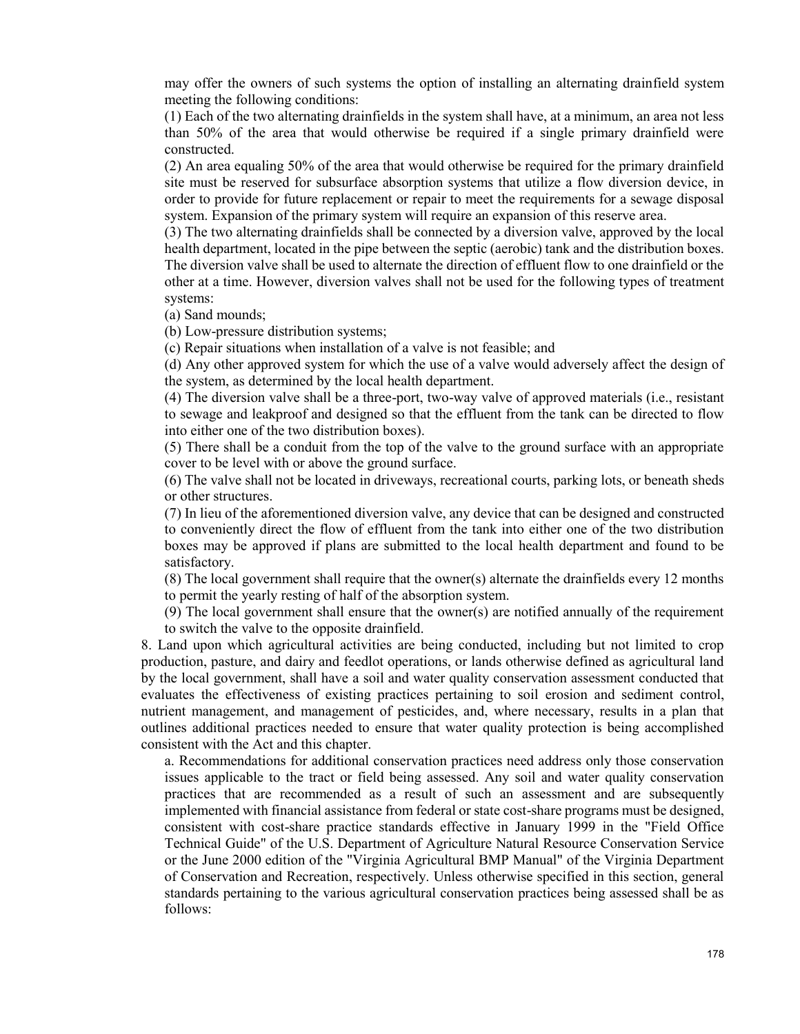may offer the owners of such systems the option of installing an alternating drainfield system meeting the following conditions:

(1) Each of the two alternating drainfields in the system shall have, at a minimum, an area not less than 50% of the area that would otherwise be required if a single primary drainfield were constructed.

(2) An area equaling 50% of the area that would otherwise be required for the primary drainfield site must be reserved for subsurface absorption systems that utilize a flow diversion device, in order to provide for future replacement or repair to meet the requirements for a sewage disposal system. Expansion of the primary system will require an expansion of this reserve area.

(3) The two alternating drainfields shall be connected by a diversion valve, approved by the local health department, located in the pipe between the septic (aerobic) tank and the distribution boxes. The diversion valve shall be used to alternate the direction of effluent flow to one drainfield or the other at a time. However, diversion valves shall not be used for the following types of treatment systems:

(a) Sand mounds;

(b) Low-pressure distribution systems;

(c) Repair situations when installation of a valve is not feasible; and

(d) Any other approved system for which the use of a valve would adversely affect the design of the system, as determined by the local health department.

(4) The diversion valve shall be a three-port, two-way valve of approved materials (i.e., resistant to sewage and leakproof and designed so that the effluent from the tank can be directed to flow into either one of the two distribution boxes).

(5) There shall be a conduit from the top of the valve to the ground surface with an appropriate cover to be level with or above the ground surface.

(6) The valve shall not be located in driveways, recreational courts, parking lots, or beneath sheds or other structures.

(7) In lieu of the aforementioned diversion valve, any device that can be designed and constructed to conveniently direct the flow of effluent from the tank into either one of the two distribution boxes may be approved if plans are submitted to the local health department and found to be satisfactory.

(8) The local government shall require that the owner(s) alternate the drainfields every 12 months to permit the yearly resting of half of the absorption system.

(9) The local government shall ensure that the owner(s) are notified annually of the requirement to switch the valve to the opposite drainfield.

8. Land upon which agricultural activities are being conducted, including but not limited to crop production, pasture, and dairy and feedlot operations, or lands otherwise defined as agricultural land by the local government, shall have a soil and water quality conservation assessment conducted that evaluates the effectiveness of existing practices pertaining to soil erosion and sediment control, nutrient management, and management of pesticides, and, where necessary, results in a plan that outlines additional practices needed to ensure that water quality protection is being accomplished consistent with the Act and this chapter.

a. Recommendations for additional conservation practices need address only those conservation issues applicable to the tract or field being assessed. Any soil and water quality conservation practices that are recommended as a result of such an assessment and are subsequently implemented with financial assistance from federal or state cost-share programs must be designed, consistent with cost-share practice standards effective in January 1999 in the "Field Office Technical Guide" of the U.S. Department of Agriculture Natural Resource Conservation Service or the June 2000 edition of the "Virginia Agricultural BMP Manual" of the Virginia Department of Conservation and Recreation, respectively. Unless otherwise specified in this section, general standards pertaining to the various agricultural conservation practices being assessed shall be as follows: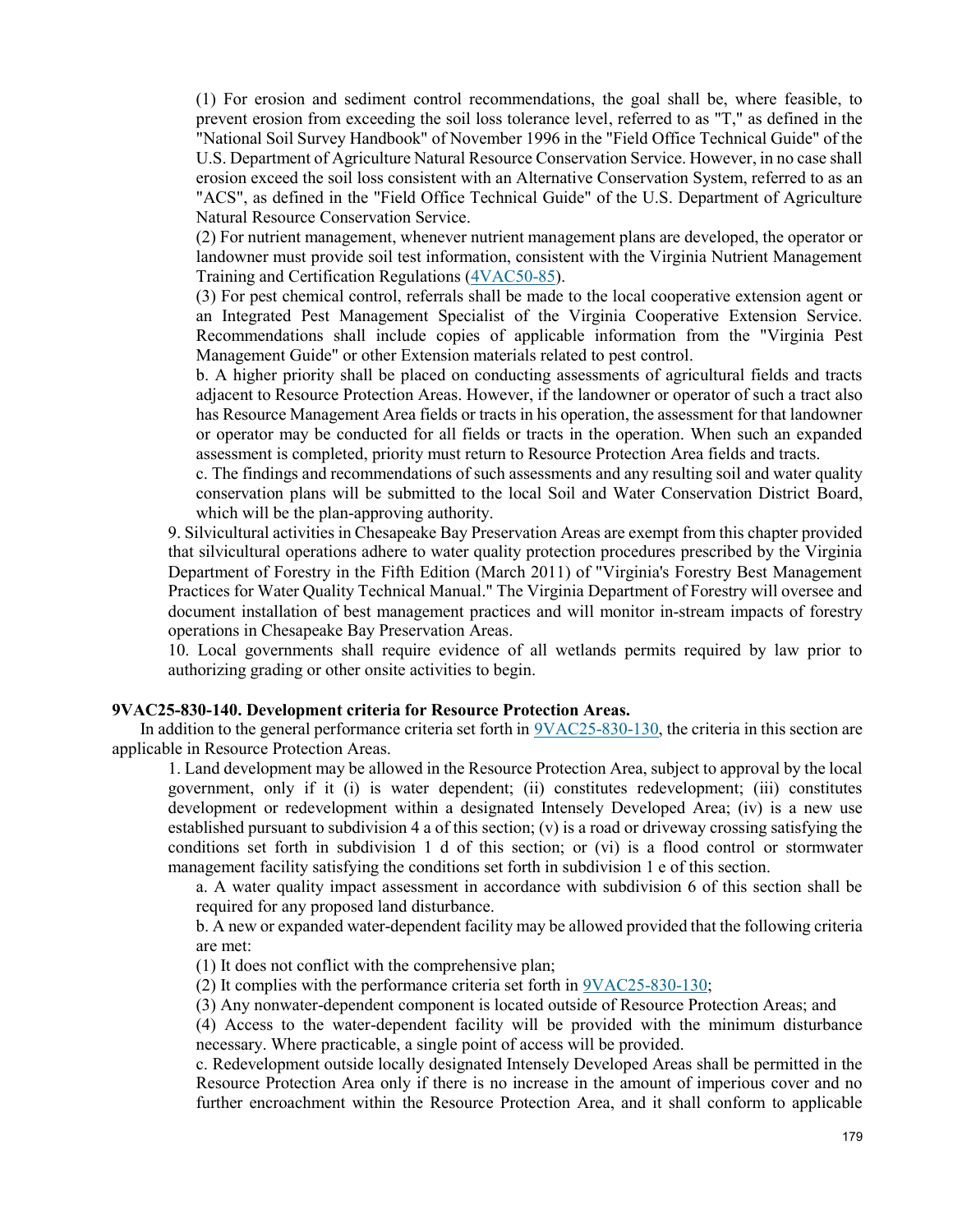(1) For erosion and sediment control recommendations, the goal shall be, where feasible, to prevent erosion from exceeding the soil loss tolerance level, referred to as "T," as defined in the "National Soil Survey Handbook" of November 1996 in the "Field Office Technical Guide" of the U.S. Department of Agriculture Natural Resource Conservation Service. However, in no case shall erosion exceed the soil loss consistent with an Alternative Conservation System, referred to as an "ACS", as defined in the "Field Office Technical Guide" of the U.S. Department of Agriculture Natural Resource Conservation Service.

(2) For nutrient management, whenever nutrient management plans are developed, the operator or landowner must provide soil test information, consistent with the Virginia Nutrient Management Training and Certification Regulations (4VAC50-85).

(3) For pest chemical control, referrals shall be made to the local cooperative extension agent or an Integrated Pest Management Specialist of the Virginia Cooperative Extension Service. Recommendations shall include copies of applicable information from the "Virginia Pest Management Guide" or other Extension materials related to pest control.

b. A higher priority shall be placed on conducting assessments of agricultural fields and tracts adjacent to Resource Protection Areas. However, if the landowner or operator of such a tract also has Resource Management Area fields or tracts in his operation, the assessment for that landowner or operator may be conducted for all fields or tracts in the operation. When such an expanded assessment is completed, priority must return to Resource Protection Area fields and tracts.

c. The findings and recommendations of such assessments and any resulting soil and water quality conservation plans will be submitted to the local Soil and Water Conservation District Board, which will be the plan-approving authority.

9. Silvicultural activities in Chesapeake Bay Preservation Areas are exempt from this chapter provided that silvicultural operations adhere to water quality protection procedures prescribed by the Virginia Department of Forestry in the Fifth Edition (March 2011) of "Virginia's Forestry Best Management Practices for Water Quality Technical Manual." The Virginia Department of Forestry will oversee and document installation of best management practices and will monitor in-stream impacts of forestry operations in Chesapeake Bay Preservation Areas.

10. Local governments shall require evidence of all wetlands permits required by law prior to authorizing grading or other onsite activities to begin.

**9VAC25-830-140. Development criteria for Resource Protection Areas.**

In addition to the general performance criteria set forth in 9VAC25-830-130, the criteria in this section are applicable in Resource Protection Areas.

1. Land development may be allowed in the Resource Protection Area, subject to approval by the local government, only if it (i) is water dependent; (ii) constitutes redevelopment; (iii) constitutes development or redevelopment within a designated Intensely Developed Area; (iv) is a new use established pursuant to subdivision 4 a of this section; (v) is a road or driveway crossing satisfying the conditions set forth in subdivision 1 d of this section; or (vi) is a flood control or stormwater management facility satisfying the conditions set forth in subdivision 1 e of this section.

a. A water quality impact assessment in accordance with subdivision 6 of this section shall be required for any proposed land disturbance.

b. A new or expanded water-dependent facility may be allowed provided that the following criteria are met:

(1) It does not conflict with the comprehensive plan;

(2) It complies with the performance criteria set forth in 9VAC25-830-130;

(3) Any nonwater-dependent component is located outside of Resource Protection Areas; and

(4) Access to the water-dependent facility will be provided with the minimum disturbance necessary. Where practicable, a single point of access will be provided.

c. Redevelopment outside locally designated Intensely Developed Areas shall be permitted in the Resource Protection Area only if there is no increase in the amount of imperious cover and no further encroachment within the Resource Protection Area, and it shall conform to applicable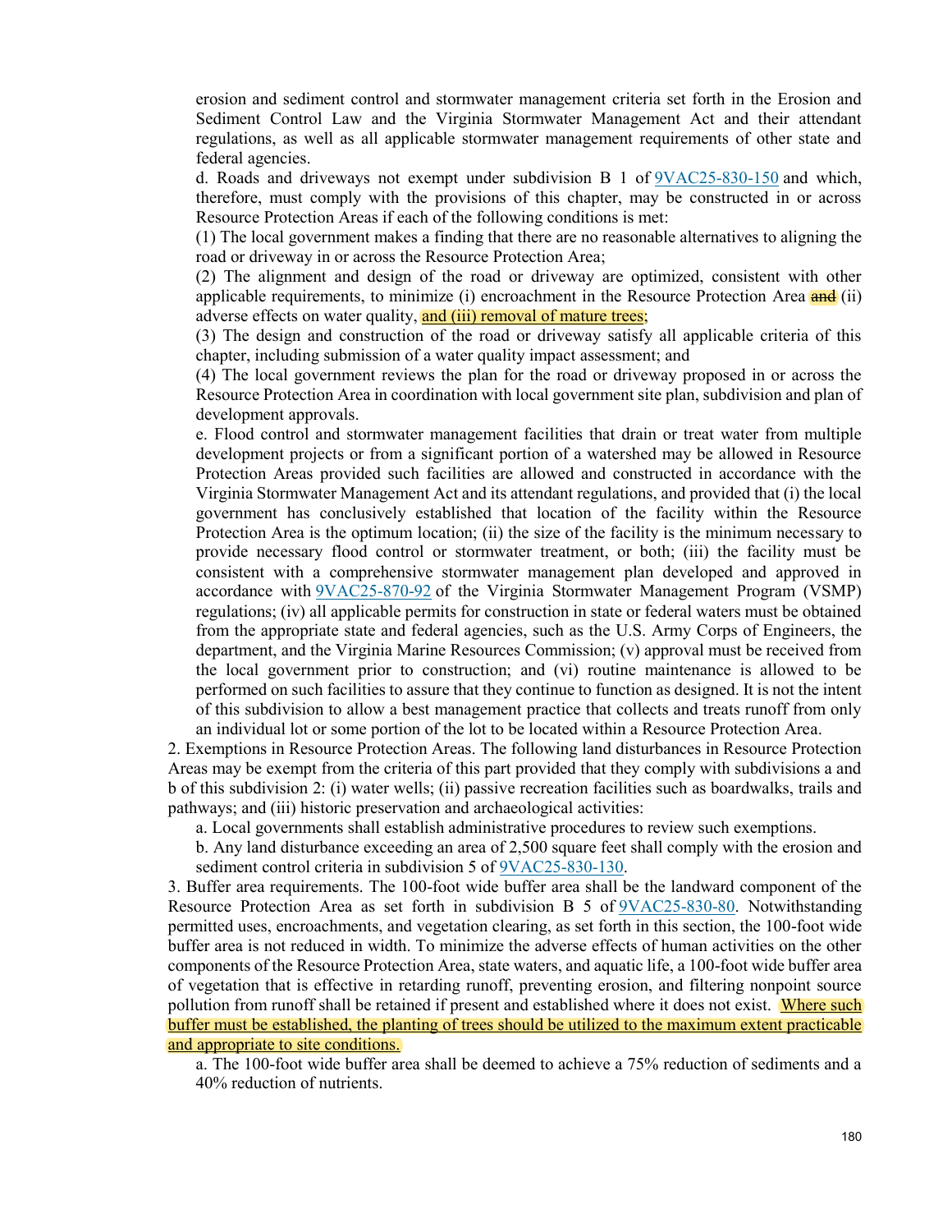erosion and sediment control and stormwater management criteria set forth in the Erosion and Sediment Control Law and the Virginia Stormwater Management Act and their attendant regulations, as well as all applicable stormwater management requirements of other state and federal agencies.

d. Roads and driveways not exempt under subdivision B 1 of 9VAC25-830-150 and which, therefore, must comply with the provisions of this chapter, may be constructed in or across Resource Protection Areas if each of the following conditions is met:

(1) The local government makes a finding that there are no reasonable alternatives to aligning the road or driveway in or across the Resource Protection Area;

(2) The alignment and design of the road or driveway are optimized, consistent with other applicable requirements, to minimize (i) encroachment in the Resource Protection Area ~~and~~ (ii) adverse effects on water quality, and (iii) removal of mature trees;

(3) The design and construction of the road or driveway satisfy all applicable criteria of this chapter, including submission of a water quality impact assessment; and

(4) The local government reviews the plan for the road or driveway proposed in or across the Resource Protection Area in coordination with local government site plan, subdivision and plan of development approvals.

e. Flood control and stormwater management facilities that drain or treat water from multiple development projects or from a significant portion of a watershed may be allowed in Resource Protection Areas provided such facilities are allowed and constructed in accordance with the Virginia Stormwater Management Act and its attendant regulations, and provided that (i) the local government has conclusively established that location of the facility within the Resource Protection Area is the optimum location; (ii) the size of the facility is the minimum necessary to provide necessary flood control or stormwater treatment, or both; (iii) the facility must be consistent with a comprehensive stormwater management plan developed and approved in accordance with 9VAC25-870-92 of the Virginia Stormwater Management Program (VSMP) regulations; (iv) all applicable permits for construction in state or federal waters must be obtained from the appropriate state and federal agencies, such as the U.S. Army Corps of Engineers, the department, and the Virginia Marine Resources Commission; (v) approval must be received from the local government prior to construction; and (vi) routine maintenance is allowed to be performed on such facilities to assure that they continue to function as designed. It is not the intent of this subdivision to allow a best management practice that collects and treats runoff from only an individual lot or some portion of the lot to be located within a Resource Protection Area.

2. Exemptions in Resource Protection Areas. The following land disturbances in Resource Protection Areas may be exempt from the criteria of this part provided that they comply with subdivisions a and b of this subdivision 2: (i) water wells; (ii) passive recreation facilities such as boardwalks, trails and pathways; and (iii) historic preservation and archaeological activities:

a. Local governments shall establish administrative procedures to review such exemptions.

b. Any land disturbance exceeding an area of 2,500 square feet shall comply with the erosion and sediment control criteria in subdivision 5 of 9VAC25-830-130.

3. Buffer area requirements. The 100-foot wide buffer area shall be the landward component of the Resource Protection Area as set forth in subdivision B 5 of 9VAC25-830-80. Notwithstanding permitted uses, encroachments, and vegetation clearing, as set forth in this section, the 100-foot wide buffer area is not reduced in width. To minimize the adverse effects of human activities on the other components of the Resource Protection Area, state waters, and aquatic life, a 100-foot wide buffer area of vegetation that is effective in retarding runoff, preventing erosion, and filtering nonpoint source pollution from runoff shall be retained if present and established where it does not exist. Where such buffer must be established, the planting of trees should be utilized to the maximum extent practicable and appropriate to site conditions.

a. The 100-foot wide buffer area shall be deemed to achieve a 75% reduction of sediments and a 40% reduction of nutrients.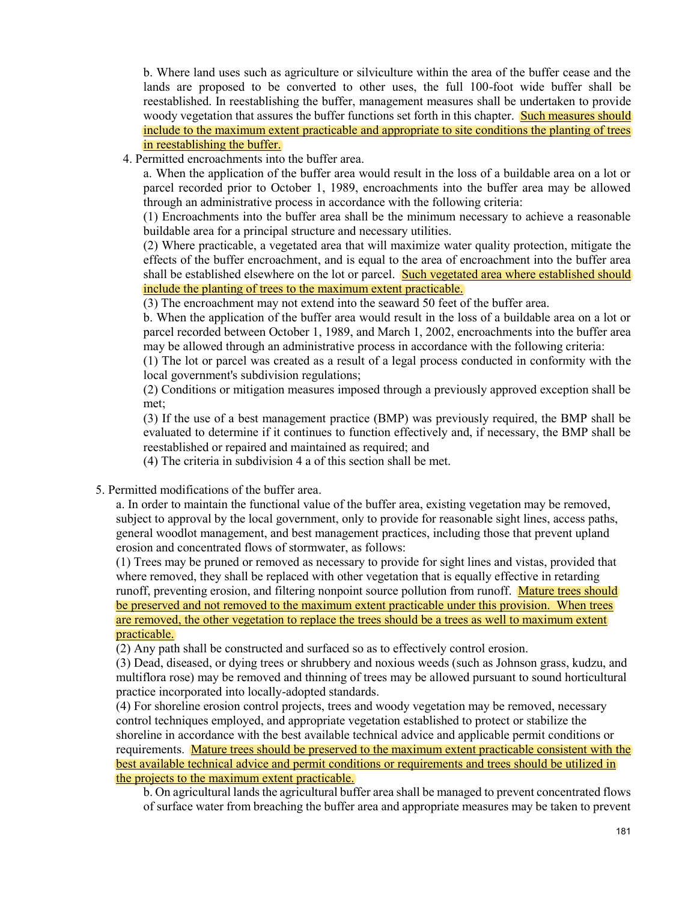b. Where land uses such as agriculture or silviculture within the area of the buffer cease and the lands are proposed to be converted to other uses, the full 100-foot wide buffer shall be reestablished. In reestablishing the buffer, management measures shall be undertaken to provide woody vegetation that assures the buffer functions set forth in this chapter. Such measures should include to the maximum extent practicable and appropriate to site conditions the planting of trees in reestablishing the buffer.

4. Permitted encroachments into the buffer area.

a. When the application of the buffer area would result in the loss of a buildable area on a lot or parcel recorded prior to October 1, 1989, encroachments into the buffer area may be allowed through an administrative process in accordance with the following criteria:

(1) Encroachments into the buffer area shall be the minimum necessary to achieve a reasonable buildable area for a principal structure and necessary utilities.

(2) Where practicable, a vegetated area that will maximize water quality protection, mitigate the effects of the buffer encroachment, and is equal to the area of encroachment into the buffer area shall be established elsewhere on the lot or parcel. Such vegetated area where established should include the planting of trees to the maximum extent practicable.

(3) The encroachment may not extend into the seaward 50 feet of the buffer area.

b. When the application of the buffer area would result in the loss of a buildable area on a lot or parcel recorded between October 1, 1989, and March 1, 2002, encroachments into the buffer area may be allowed through an administrative process in accordance with the following criteria:

(1) The lot or parcel was created as a result of a legal process conducted in conformity with the local government's subdivision regulations;

(2) Conditions or mitigation measures imposed through a previously approved exception shall be met;

(3) If the use of a best management practice (BMP) was previously required, the BMP shall be evaluated to determine if it continues to function effectively and, if necessary, the BMP shall be reestablished or repaired and maintained as required; and

(4) The criteria in subdivision 4 a of this section shall be met.

5. Permitted modifications of the buffer area.

a. In order to maintain the functional value of the buffer area, existing vegetation may be removed, subject to approval by the local government, only to provide for reasonable sight lines, access paths, general woodlot management, and best management practices, including those that prevent upland erosion and concentrated flows of stormwater, as follows:

(1) Trees may be pruned or removed as necessary to provide for sight lines and vistas, provided that where removed, they shall be replaced with other vegetation that is equally effective in retarding runoff, preventing erosion, and filtering nonpoint source pollution from runoff. Mature trees should be preserved and not removed to the maximum extent practicable under this provision. When trees are removed, the other vegetation to replace the trees should be a trees as well to maximum extent practicable.

(2) Any path shall be constructed and surfaced so as to effectively control erosion.

(3) Dead, diseased, or dying trees or shrubbery and noxious weeds (such as Johnson grass, kudzu, and multiflora rose) may be removed and thinning of trees may be allowed pursuant to sound horticultural practice incorporated into locally-adopted standards.

(4) For shoreline erosion control projects, trees and woody vegetation may be removed, necessary control techniques employed, and appropriate vegetation established to protect or stabilize the shoreline in accordance with the best available technical advice and applicable permit conditions or requirements. Mature trees should be preserved to the maximum extent practicable consistent with the best available technical advice and permit conditions or requirements and trees should be utilized in the projects to the maximum extent practicable.

b. On agricultural lands the agricultural buffer area shall be managed to prevent concentrated flows of surface water from breaching the buffer area and appropriate measures may be taken to prevent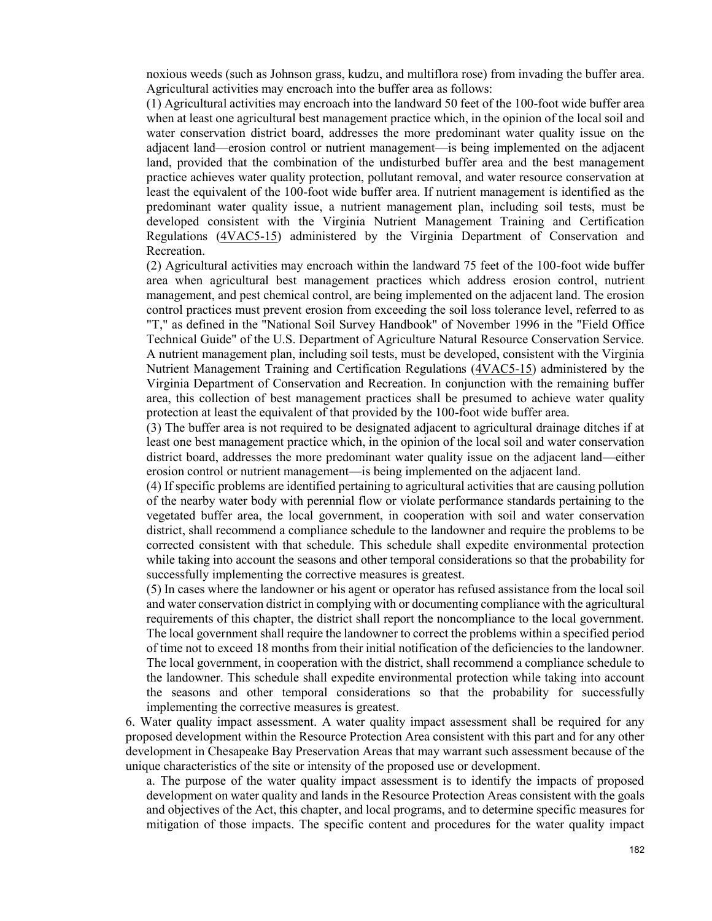noxious weeds (such as Johnson grass, kudzu, and multiflora rose) from invading the buffer area. Agricultural activities may encroach into the buffer area as follows:

(1) Agricultural activities may encroach into the landward 50 feet of the 100-foot wide buffer area when at least one agricultural best management practice which, in the opinion of the local soil and water conservation district board, addresses the more predominant water quality issue on the adjacent land—erosion control or nutrient management—is being implemented on the adjacent land, provided that the combination of the undisturbed buffer area and the best management practice achieves water quality protection, pollutant removal, and water resource conservation at least the equivalent of the 100-foot wide buffer area. If nutrient management is identified as the predominant water quality issue, a nutrient management plan, including soil tests, must be developed consistent with the Virginia Nutrient Management Training and Certification Regulations (4VAC5-15) administered by the Virginia Department of Conservation and Recreation.

(2) Agricultural activities may encroach within the landward 75 feet of the 100-foot wide buffer area when agricultural best management practices which address erosion control, nutrient management, and pest chemical control, are being implemented on the adjacent land. The erosion control practices must prevent erosion from exceeding the soil loss tolerance level, referred to as "T," as defined in the "National Soil Survey Handbook" of November 1996 in the "Field Office Technical Guide" of the U.S. Department of Agriculture Natural Resource Conservation Service. A nutrient management plan, including soil tests, must be developed, consistent with the Virginia Nutrient Management Training and Certification Regulations (4VAC5-15) administered by the Virginia Department of Conservation and Recreation. In conjunction with the remaining buffer area, this collection of best management practices shall be presumed to achieve water quality protection at least the equivalent of that provided by the 100-foot wide buffer area.

(3) The buffer area is not required to be designated adjacent to agricultural drainage ditches if at least one best management practice which, in the opinion of the local soil and water conservation district board, addresses the more predominant water quality issue on the adjacent land—either erosion control or nutrient management—is being implemented on the adjacent land.

(4) If specific problems are identified pertaining to agricultural activities that are causing pollution of the nearby water body with perennial flow or violate performance standards pertaining to the vegetated buffer area, the local government, in cooperation with soil and water conservation district, shall recommend a compliance schedule to the landowner and require the problems to be corrected consistent with that schedule. This schedule shall expedite environmental protection while taking into account the seasons and other temporal considerations so that the probability for successfully implementing the corrective measures is greatest.

(5) In cases where the landowner or his agent or operator has refused assistance from the local soil and water conservation district in complying with or documenting compliance with the agricultural requirements of this chapter, the district shall report the noncompliance to the local government. The local government shall require the landowner to correct the problems within a specified period of time not to exceed 18 months from their initial notification of the deficiencies to the landowner. The local government, in cooperation with the district, shall recommend a compliance schedule to the landowner. This schedule shall expedite environmental protection while taking into account the seasons and other temporal considerations so that the probability for successfully implementing the corrective measures is greatest.

6. Water quality impact assessment. A water quality impact assessment shall be required for any proposed development within the Resource Protection Area consistent with this part and for any other development in Chesapeake Bay Preservation Areas that may warrant such assessment because of the unique characteristics of the site or intensity of the proposed use or development.

a. The purpose of the water quality impact assessment is to identify the impacts of proposed development on water quality and lands in the Resource Protection Areas consistent with the goals and objectives of the Act, this chapter, and local programs, and to determine specific measures for mitigation of those impacts. The specific content and procedures for the water quality impact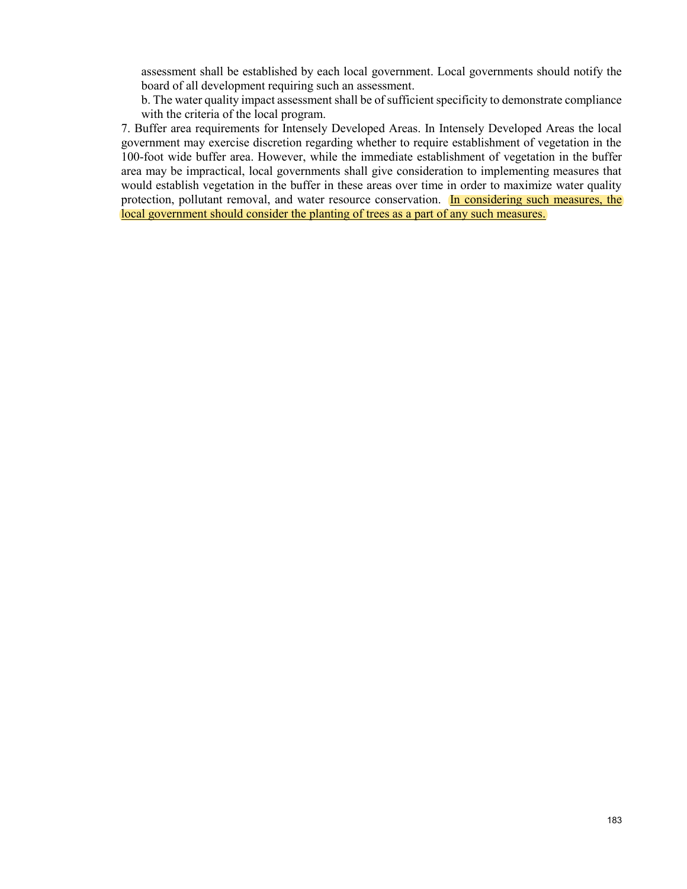assessment shall be established by each local government. Local governments should notify the board of all development requiring such an assessment.

b. The water quality impact assessment shall be of sufficient specificity to demonstrate compliance with the criteria of the local program.

7. Buffer area requirements for Intensely Developed Areas. In Intensely Developed Areas the local government may exercise discretion regarding whether to require establishment of vegetation in the 100-foot wide buffer area. However, while the immediate establishment of vegetation in the buffer area may be impractical, local governments shall give consideration to implementing measures that would establish vegetation in the buffer in these areas over time in order to maximize water quality protection, pollutant removal, and water resource conservation. <u>In considering such measures, the local government should consider the planting of trees as a part of any such measures.</u>